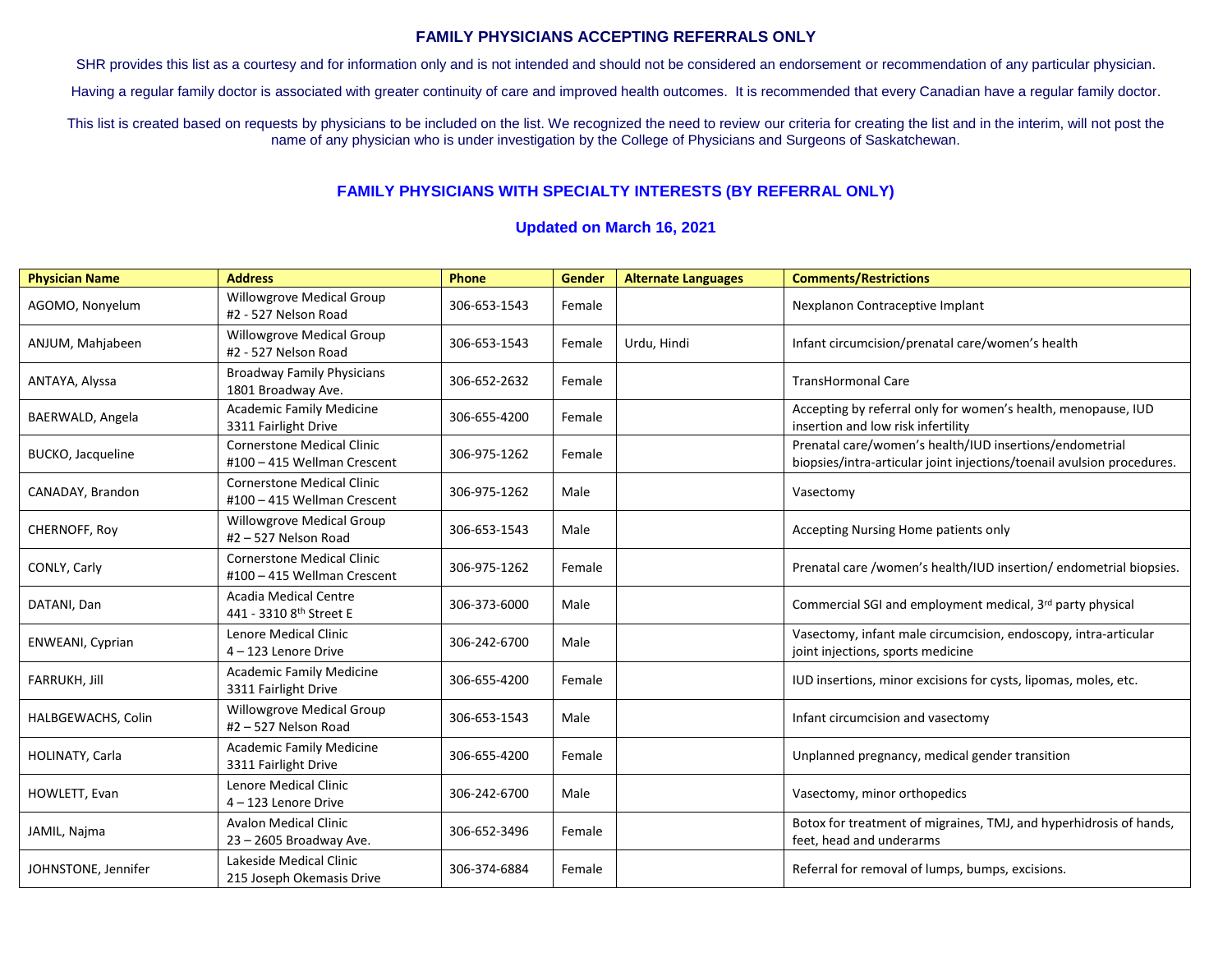# FAMILY PHYSICIANS ACCEPTING REFERRALS ONLY

SHR provides this list as a courtesy and for information only and is not intended and should not be considered an endorsement or recommendation of any particular physician.

Having a regular family doctor is associated with greater continuity of care and improved health outcomes. It is recommended that every Canadian have a regular family doctor.

This list is created based on requests by physicians to be included on the list. We recognized the need to review our criteria for creating the list and in the interim, will not post the name of any physician who is under investigation by the College of Physicians and Surgeons of Saskatchewan.

## FAMILY PHYSICIANS WITH SPECIALTY INTERESTS (BY REFERRAL ONLY)

### Updated on March 16, 2021

| Physician Name | Address | Phone | Gender | Alternate Languages | Comments/Restrictions |
|---|---|---|---|---|---|
| AGOMO, Nonyelum | Willowgrove Medical Group #2 - 527 Nelson Road | 306-653-1543 | Female | | Nexplanon Contraceptive Implant |
| ANJUM, Mahjabeen | Willowgrove Medical Group #2 - 527 Nelson Road | 306-653-1543 | Female | Urdu, Hindi | Infant circumcision/prenatal care/women's health |
| ANTAYA, Alyssa | Broadway Family Physicians 1801 Broadway Ave. | 306-652-2632 | Female | | TransHormonal Care |
| BAERWALD, Angela | Academic Family Medicine 3311 Fairlight Drive | 306-655-4200 | Female | | Accepting by referral only for women's health, menopause, IUD insertion and low risk infertility |
| BUCKO, Jacqueline | Cornerstone Medical Clinic #100 – 415 Wellman Crescent | 306-975-1262 | Female | | Prenatal care/women's health/IUD insertions/endometrial biopsies/intra-articular joint injections/toenail avulsion procedures. |
| CANADAY, Brandon | Cornerstone Medical Clinic #100 – 415 Wellman Crescent | 306-975-1262 | Male | | Vasectomy |
| CHERNOFF, Roy | Willowgrove Medical Group #2 – 527 Nelson Road | 306-653-1543 | Male | | Accepting Nursing Home patients only |
| CONLY, Carly | Cornerstone Medical Clinic #100 – 415 Wellman Crescent | 306-975-1262 | Female | | Prenatal care /women's health/IUD insertion/ endometrial biopsies. |
| DATANI, Dan | Acadia Medical Centre 441 - 3310 8th Street E | 306-373-6000 | Male | | Commercial SGI and employment medical, 3rd party physical |
| ENWEANI, Cyprian | Lenore Medical Clinic 4 – 123 Lenore Drive | 306-242-6700 | Male | | Vasectomy, infant male circumcision, endoscopy, intra-articular joint injections, sports medicine |
| FARRUKH, Jill | Academic Family Medicine 3311 Fairlight Drive | 306-655-4200 | Female | | IUD insertions, minor excisions for cysts, lipomas, moles, etc. |
| HALBGEWACHS, Colin | Willowgrove Medical Group #2 – 527 Nelson Road | 306-653-1543 | Male | | Infant circumcision and vasectomy |
| HOLINATY, Carla | Academic Family Medicine 3311 Fairlight Drive | 306-655-4200 | Female | | Unplanned pregnancy, medical gender transition |
| HOWLETT, Evan | Lenore Medical Clinic 4 – 123 Lenore Drive | 306-242-6700 | Male | | Vasectomy, minor orthopedics |
| JAMIL, Najma | Avalon Medical Clinic 23 – 2605 Broadway Ave. | 306-652-3496 | Female | | Botox for treatment of migraines, TMJ, and hyperhidrosis of hands, feet, head and underarms |
| JOHNSTONE, Jennifer | Lakeside Medical Clinic 215 Joseph Okemasis Drive | 306-374-6884 | Female | | Referral for removal of lumps, bumps, excisions. |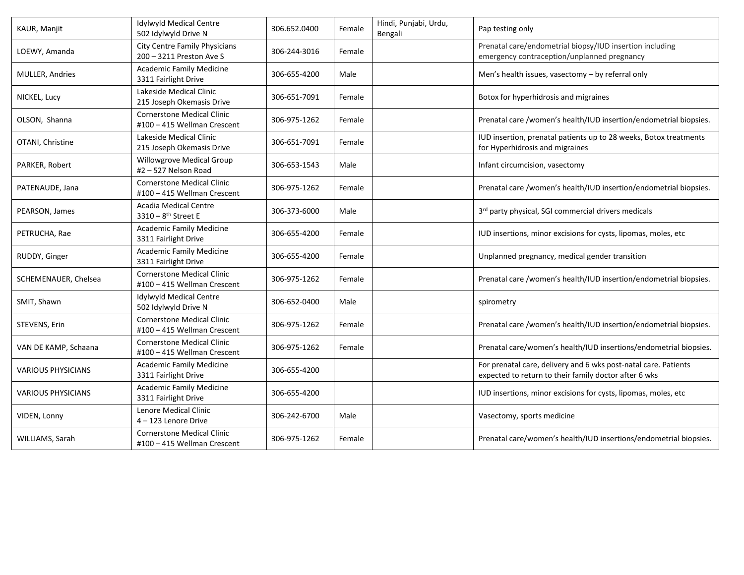| | | | | | |
|---|---|---|---|---|---|
| KAUR, Manjit | Idylwyld Medical Centre<br>502 Idylwyld Drive N | 306.652.0400 | Female | Hindi, Punjabi, Urdu, Bengali | Pap testing only |
| LOEWY, Amanda | City Centre Family Physicians<br>200 – 3211 Preston Ave S | 306-244-3016 | Female | | Prenatal care/endometrial biopsy/IUD insertion including emergency contraception/unplanned pregnancy |
| MULLER, Andries | Academic Family Medicine<br>3311 Fairlight Drive | 306-655-4200 | Male | | Men's health issues, vasectomy – by referral only |
| NICKEL, Lucy | Lakeside Medical Clinic<br>215 Joseph Okemasis Drive | 306-651-7091 | Female | | Botox for hyperhidrosis and migraines |
| OLSON, Shanna | Cornerstone Medical Clinic<br>#100 – 415 Wellman Crescent | 306-975-1262 | Female | | Prenatal care /women's health/IUD insertion/endometrial biopsies. |
| OTANI, Christine | Lakeside Medical Clinic<br>215 Joseph Okemasis Drive | 306-651-7091 | Female | | IUD insertion, prenatal patients up to 28 weeks, Botox treatments for Hyperhidrosis and migraines |
| PARKER, Robert | Willowgrove Medical Group<br>#2 – 527 Nelson Road | 306-653-1543 | Male | | Infant circumcision, vasectomy |
| PATENAUDE, Jana | Cornerstone Medical Clinic<br>#100 – 415 Wellman Crescent | 306-975-1262 | Female | | Prenatal care /women's health/IUD insertion/endometrial biopsies. |
| PEARSON, James | Acadia Medical Centre<br>3310 – 8th Street E | 306-373-6000 | Male | | 3rd party physical, SGI commercial drivers medicals |
| PETRUCHA, Rae | Academic Family Medicine<br>3311 Fairlight Drive | 306-655-4200 | Female | | IUD insertions, minor excisions for cysts, lipomas, moles, etc |
| RUDDY, Ginger | Academic Family Medicine<br>3311 Fairlight Drive | 306-655-4200 | Female | | Unplanned pregnancy, medical gender transition |
| SCHEMENAUER, Chelsea | Cornerstone Medical Clinic<br>#100 – 415 Wellman Crescent | 306-975-1262 | Female | | Prenatal care /women's health/IUD insertion/endometrial biopsies. |
| SMIT, Shawn | Idylwyld Medical Centre<br>502 Idylwyld Drive N | 306-652-0400 | Male | | spirometry |
| STEVENS, Erin | Cornerstone Medical Clinic<br>#100 – 415 Wellman Crescent | 306-975-1262 | Female | | Prenatal care /women's health/IUD insertion/endometrial biopsies. |
| VAN DE KAMP, Schaana | Cornerstone Medical Clinic<br>#100 – 415 Wellman Crescent | 306-975-1262 | Female | | Prenatal care/women's health/IUD insertions/endometrial biopsies. |
| VARIOUS PHYSICIANS | Academic Family Medicine<br>3311 Fairlight Drive | 306-655-4200 | | | For prenatal care, delivery and 6 wks post-natal care. Patients expected to return to their family doctor after 6 wks |
| VARIOUS PHYSICIANS | Academic Family Medicine<br>3311 Fairlight Drive | 306-655-4200 | | | IUD insertions, minor excisions for cysts, lipomas, moles, etc |
| VIDEN, Lonny | Lenore Medical Clinic<br>4 – 123 Lenore Drive | 306-242-6700 | Male | | Vasectomy, sports medicine |
| WILLIAMS, Sarah | Cornerstone Medical Clinic<br>#100 – 415 Wellman Crescent | 306-975-1262 | Female | | Prenatal care/women's health/IUD insertions/endometrial biopsies. |